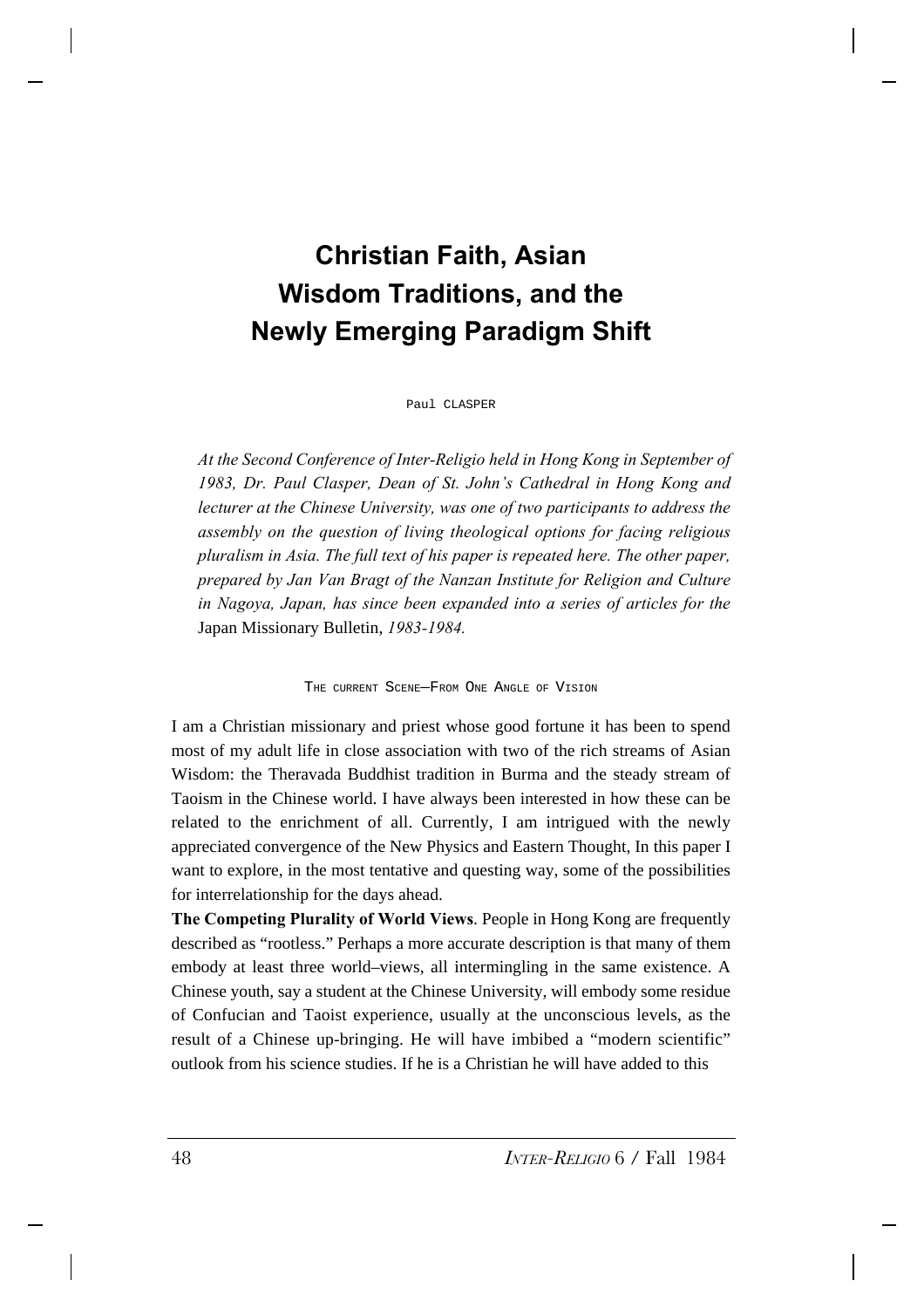# Christian Faith, Asian Wisdom Traditions, and the Newly Emerging Paradigm Shift

Paul CLASPER

*At the Second Conference of Inter-Religio held in Hong Kong in September of 1983, Dr. Paul Clasper, Dean of St. John's Cathedral in Hong Kong and lecturer at the Chinese University, was one of two participants to address the assembly on the question of living theological options for facing religious pluralism in Asia. The full text of his paper is repeated here. The other paper, prepared by Jan Van Bragt of the Nanzan Institute for Religion and Culture in Nagoya, Japan, has since been expanded into a series of articles for the* Japan Missionary Bulletin, *1983-1984.*

## The Current Scene—From One Angle of Vision

I am a Christian missionary and priest whose good fortune it has been to spend most of my adult life in close association with two of the rich streams of Asian Wisdom: the Theravada Buddhist tradition in Burma and the steady stream of Taoism in the Chinese world. I have always been interested in how these can be related to the enrichment of all. Currently, I am intrigued with the newly appreciated convergence of the New Physics and Eastern Thought, In this paper I want to explore, in the most tentative and questing way, some of the possibilities for interrelationship for the days ahead.

**The Competing Plurality of World Views**. People in Hong Kong are frequently described as "rootless." Perhaps a more accurate description is that many of them embody at least three world–views, all intermingling in the same existence. A Chinese youth, say a student at the Chinese University, will embody some residue of Confucian and Taoist experience, usually at the unconscious levels, as the result of a Chinese up-bringing. He will have imbibed a "modern scientific" outlook from his science studies. If he is a Christian he will have added to this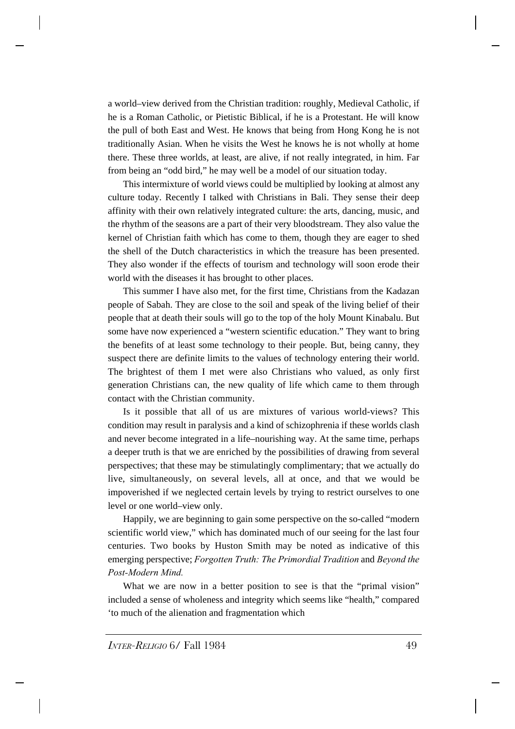a world–view derived from the Christian tradition: roughly, Medieval Catholic, if he is a Roman Catholic, or Pietistic Biblical, if he is a Protestant. He will know the pull of both East and West. He knows that being from Hong Kong he is not traditionally Asian. When he visits the West he knows he is not wholly at home there. These three worlds, at least, are alive, if not really integrated, in him. Far from being an "odd bird," he may well be a model of our situation today.

This intermixture of world views could be multiplied by looking at almost any culture today. Recently I talked with Christians in Bali. They sense their deep affinity with their own relatively integrated culture: the arts, dancing, music, and the rhythm of the seasons are a part of their very bloodstream. They also value the kernel of Christian faith which has come to them, though they are eager to shed the shell of the Dutch characteristics in which the treasure has been presented. They also wonder if the effects of tourism and technology will soon erode their world with the diseases it has brought to other places.

This summer I have also met, for the first time, Christians from the Kadazan people of Sabah. They are close to the soil and speak of the living belief of their people that at death their souls will go to the top of the holy Mount Kinabalu. But some have now experienced a "western scientific education." They want to bring the benefits of at least some technology to their people. But, being canny, they suspect there are definite limits to the values of technology entering their world. The brightest of them I met were also Christians who valued, as only first generation Christians can, the new quality of life which came to them through contact with the Christian community.

Is it possible that all of us are mixtures of various world-views? This condition may result in paralysis and a kind of schizophrenia if these worlds clash and never become integrated in a life–nourishing way. At the same time, perhaps a deeper truth is that we are enriched by the possibilities of drawing from several perspectives; that these may be stimulatingly complimentary; that we actually do live, simultaneously, on several levels, all at once, and that we would be impoverished if we neglected certain levels by trying to restrict ourselves to one level or one world–view only.

Happily, we are beginning to gain some perspective on the so-called "modern scientific world view," which has dominated much of our seeing for the last four centuries. Two books by Huston Smith may be noted as indicative of this emerging perspective; *Forgotten Truth: The Primordial Tradition* and *Beyond the Post-Modern Mind.*

What we are now in a better position to see is that the "primal vision" included a sense of wholeness and integrity which seems like "health," compared 'to much of the alienation and fragmentation which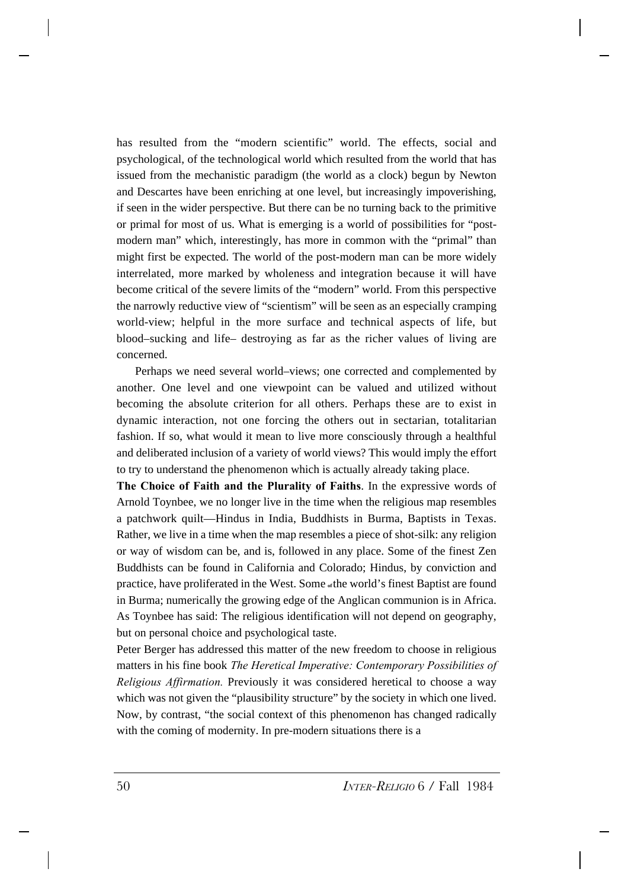has resulted from the "modern scientific" world. The effects, social and psychological, of the technological world which resulted from the world that has issued from the mechanistic paradigm (the world as a clock) begun by Newton and Descartes have been enriching at one level, but increasingly impoverishing, if seen in the wider perspective. But there can be no turning back to the primitive or primal for most of us. What is emerging is a world of possibilities for "post-modern man" which, interestingly, has more in common with the "primal" than might first be expected. The world of the post-modern man can be more widely interrelated, more marked by wholeness and integration because it will have become critical of the severe limits of the "modern" world. From this perspective the narrowly reductive view of "scientism" will be seen as an especially cramping world-view; helpful in the more surface and technical aspects of life, but blood–sucking and life– destroying as far as the richer values of living are concerned.

Perhaps we need several world–views; one corrected and complemented by another. One level and one viewpoint can be valued and utilized without becoming the absolute criterion for all others. Perhaps these are to exist in dynamic interaction, not one forcing the others out in sectarian, totalitarian fashion. If so, what would it mean to live more consciously through a healthful and deliberated inclusion of a variety of world views? This would imply the effort to try to understand the phenomenon which is actually already taking place.

**The Choice of Faith and the Plurality of Faiths**. In the expressive words of Arnold Toynbee, we no longer live in the time when the religious map resembles a patchwork quilt—Hindus in India, Buddhists in Burma, Baptists in Texas. Rather, we live in a time when the map resembles a piece of shot-silk: any religion or way of wisdom can be, and is, followed in any place. Some of the finest Zen Buddhists can be found in California and Colorado; Hindus, by conviction and practice, have proliferated in the West. Some of the world's finest Baptist are found in Burma; numerically the growing edge of the Anglican communion is in Africa. As Toynbee has said: The religious identification will not depend on geography, but on personal choice and psychological taste.

Peter Berger has addressed this matter of the new freedom to choose in religious matters in his fine book *The Heretical Imperative: Contemporary Possibilities of Religious Affirmation.* Previously it was considered heretical to choose a way which was not given the "plausibility structure" by the society in which one lived. Now, by contrast, "the social context of this phenomenon has changed radically with the coming of modernity. In pre-modern situations there is a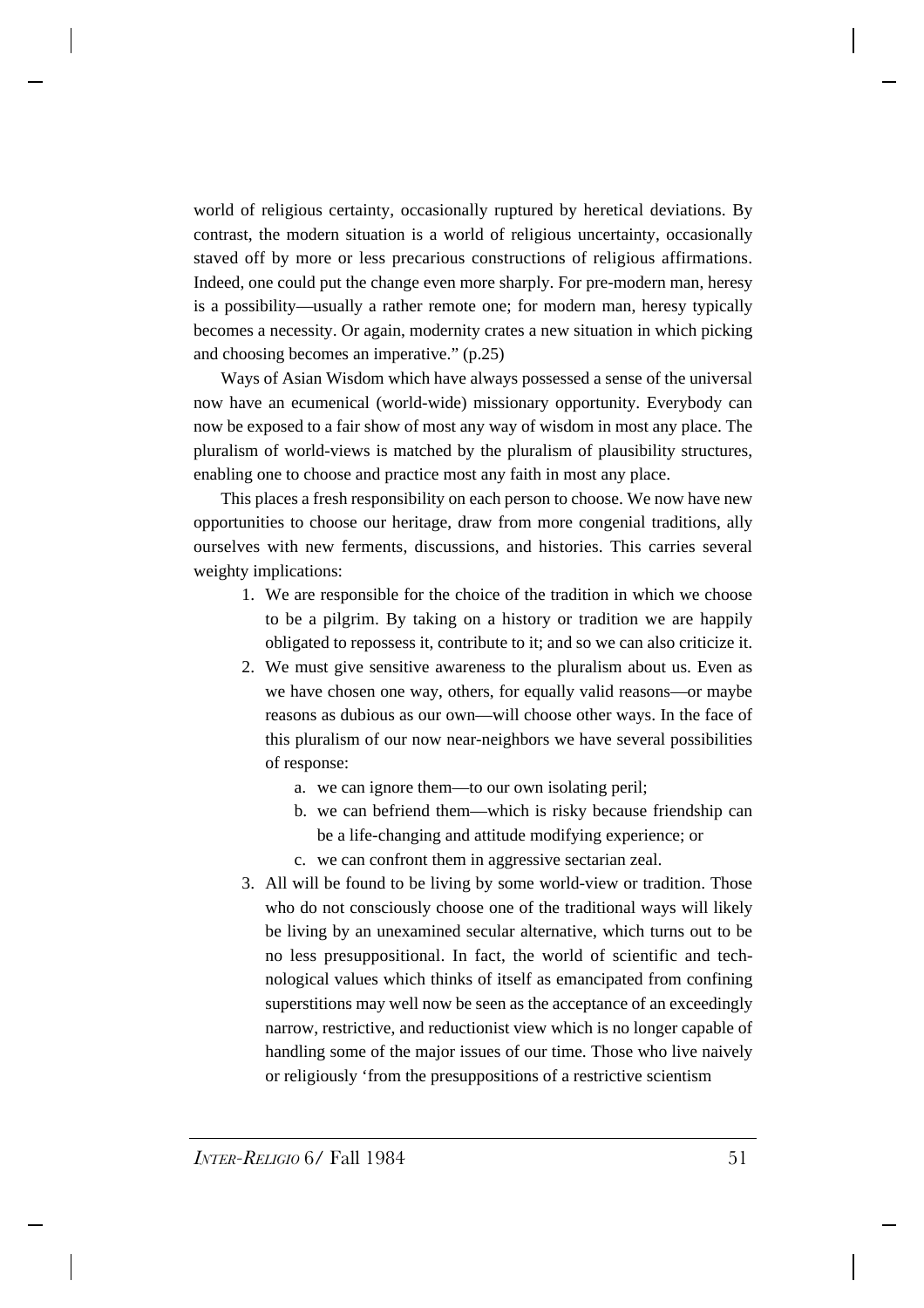world of religious certainty, occasionally ruptured by heretical deviations. By contrast, the modern situation is a world of religious uncertainty, occasionally staved off by more or less precarious constructions of religious affirmations. Indeed, one could put the change even more sharply. For pre-modern man, heresy is a possibility—usually a rather remote one; for modern man, heresy typically becomes a necessity. Or again, modernity crates a new situation in which picking and choosing becomes an imperative." (p.25)

Ways of Asian Wisdom which have always possessed a sense of the universal now have an ecumenical (world-wide) missionary opportunity. Everybody can now be exposed to a fair show of most any way of wisdom in most any place. The pluralism of world-views is matched by the pluralism of plausibility structures, enabling one to choose and practice most any faith in most any place.

This places a fresh responsibility on each person to choose. We now have new opportunities to choose our heritage, draw from more congenial traditions, ally ourselves with new ferments, discussions, and histories. This carries several weighty implications:

1. We are responsible for the choice of the tradition in which we choose to be a pilgrim. By taking on a history or tradition we are happily obligated to repossess it, contribute to it; and so we can also criticize it.
2. We must give sensitive awareness to the pluralism about us. Even as we have chosen one way, others, for equally valid reasons—or maybe reasons as dubious as our own—will choose other ways. In the face of this pluralism of our now near-neighbors we have several possibilities of response:
   a. we can ignore them—to our own isolating peril;
   b. we can befriend them—which is risky because friendship can be a life-changing and attitude modifying experience; or
   c. we can confront them in aggressive sectarian zeal.
3. All will be found to be living by some world-view or tradition. Those who do not consciously choose one of the traditional ways will likely be living by an unexamined secular alternative, which turns out to be no less presuppositional. In fact, the world of scientific and technological values which thinks of itself as emancipated from confining superstitions may well now be seen as the acceptance of an exceedingly narrow, restrictive, and reductionist view which is no longer capable of handling some of the major issues of our time. Those who live naively or religiously 'from the presuppositions of a restrictive scientism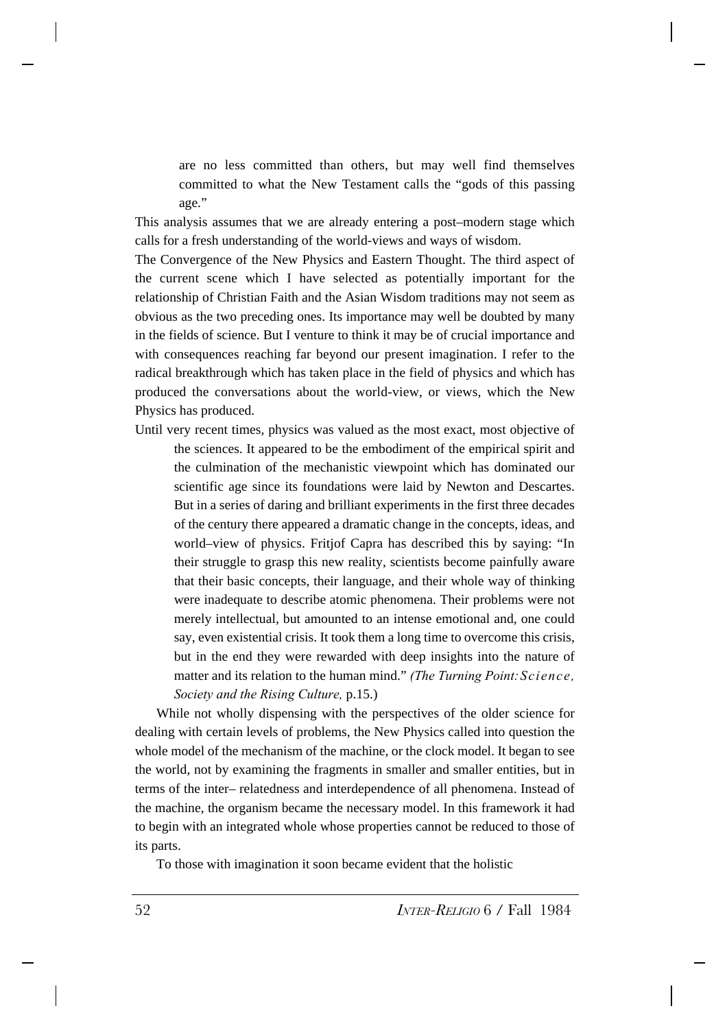are no less committed than others, but may well find themselves committed to what the New Testament calls the "gods of this passing age."

This analysis assumes that we are already entering a post–modern stage which calls for a fresh understanding of the world-views and ways of wisdom.

The Convergence of the New Physics and Eastern Thought. The third aspect of the current scene which I have selected as potentially important for the relationship of Christian Faith and the Asian Wisdom traditions may not seem as obvious as the two preceding ones. Its importance may well be doubted by many in the fields of science. But I venture to think it may be of crucial importance and with consequences reaching far beyond our present imagination. I refer to the radical breakthrough which has taken place in the field of physics and which has produced the conversations about the world-view, or views, which the New Physics has produced.

Until very recent times, physics was valued as the most exact, most objective of the sciences. It appeared to be the embodiment of the empirical spirit and the culmination of the mechanistic viewpoint which has dominated our scientific age since its foundations were laid by Newton and Descartes. But in a series of daring and brilliant experiments in the first three decades of the century there appeared a dramatic change in the concepts, ideas, and world–view of physics. Fritjof Capra has described this by saying: "In their struggle to grasp this new reality, scientists become painfully aware that their basic concepts, their language, and their whole way of thinking were inadequate to describe atomic phenomena. Their problems were not merely intellectual, but amounted to an intense emotional and, one could say, even existential crisis. It took them a long time to overcome this crisis, but in the end they were rewarded with deep insights into the nature of matter and its relation to the human mind." *(The Turning Point: Science, Society and the Rising Culture,* p.15.)

While not wholly dispensing with the perspectives of the older science for dealing with certain levels of problems, the New Physics called into question the whole model of the mechanism of the machine, or the clock model. It began to see the world, not by examining the fragments in smaller and smaller entities, but in terms of the inter– relatedness and interdependence of all phenomena. Instead of the machine, the organism became the necessary model. In this framework it had to begin with an integrated whole whose properties cannot be reduced to those of its parts.

To those with imagination it soon became evident that the holistic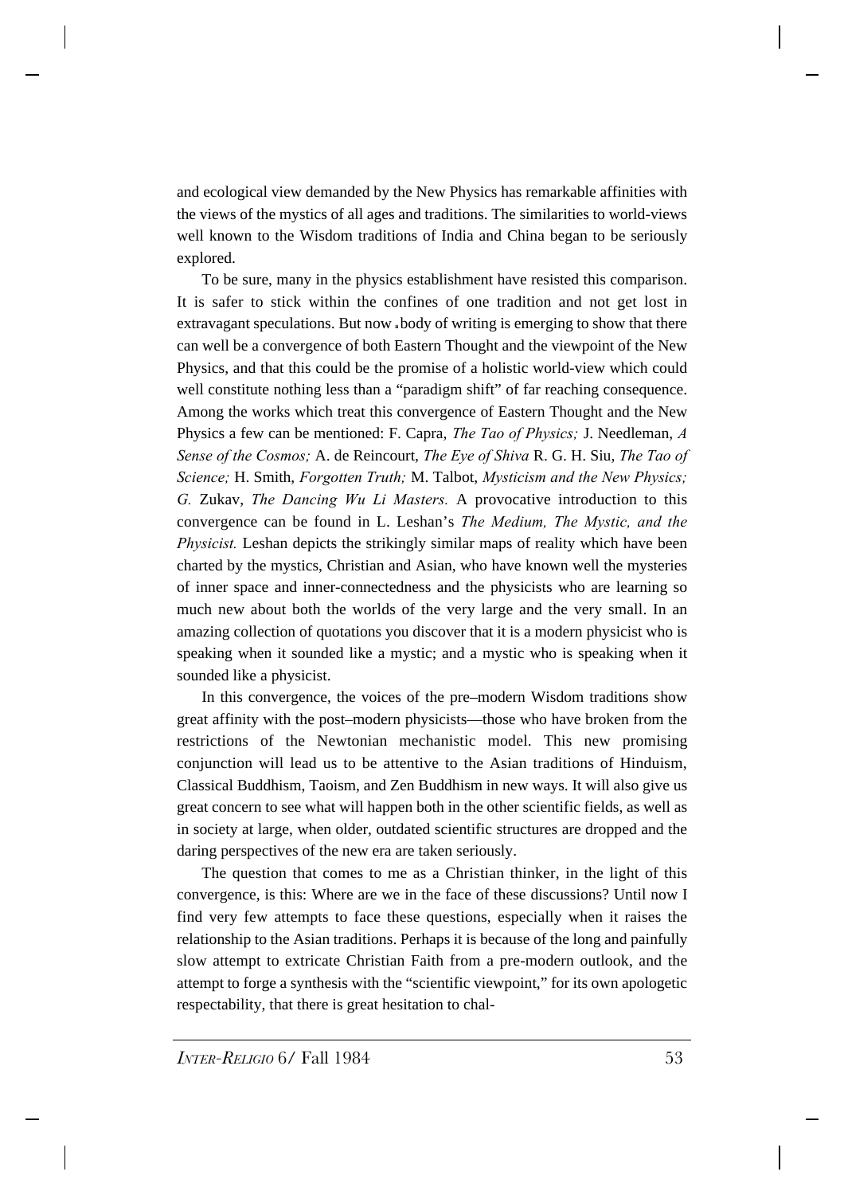and ecological view demanded by the New Physics has remarkable affinities with the views of the mystics of all ages and traditions. The similarities to world-views well known to the Wisdom traditions of India and China began to be seriously explored.

To be sure, many in the physics establishment have resisted this comparison. It is safer to stick within the confines of one tradition and not get lost in extravagant speculations. But now a body of writing is emerging to show that there can well be a convergence of both Eastern Thought and the viewpoint of the New Physics, and that this could be the promise of a holistic world-view which could well constitute nothing less than a "paradigm shift" of far reaching consequence. Among the works which treat this convergence of Eastern Thought and the New Physics a few can be mentioned: F. Capra, *The Tao of Physics;* J. Needleman, *A Sense of the Cosmos;* A. de Reincourt, *The Eye of Shiva* R. G. H. Siu, *The Tao of Science;* H. Smith, *Forgotten Truth;* M. Talbot, *Mysticism and the New Physics; G.* Zukav, *The Dancing Wu Li Masters.* A provocative introduction to this convergence can be found in L. Leshan's *The Medium, The Mystic, and the Physicist.* Leshan depicts the strikingly similar maps of reality which have been charted by the mystics, Christian and Asian, who have known well the mysteries of inner space and inner-connectedness and the physicists who are learning so much new about both the worlds of the very large and the very small. In an amazing collection of quotations you discover that it is a modern physicist who is speaking when it sounded like a mystic; and a mystic who is speaking when it sounded like a physicist.

In this convergence, the voices of the pre–modern Wisdom traditions show great affinity with the post–modern physicists—those who have broken from the restrictions of the Newtonian mechanistic model. This new promising conjunction will lead us to be attentive to the Asian traditions of Hinduism, Classical Buddhism, Taoism, and Zen Buddhism in new ways. It will also give us great concern to see what will happen both in the other scientific fields, as well as in society at large, when older, outdated scientific structures are dropped and the daring perspectives of the new era are taken seriously.

The question that comes to me as a Christian thinker, in the light of this convergence, is this: Where are we in the face of these discussions? Until now I find very few attempts to face these questions, especially when it raises the relationship to the Asian traditions. Perhaps it is because of the long and painfully slow attempt to extricate Christian Faith from a pre-modern outlook, and the attempt to forge a synthesis with the "scientific viewpoint," for its own apologetic respectability, that there is great hesitation to chal-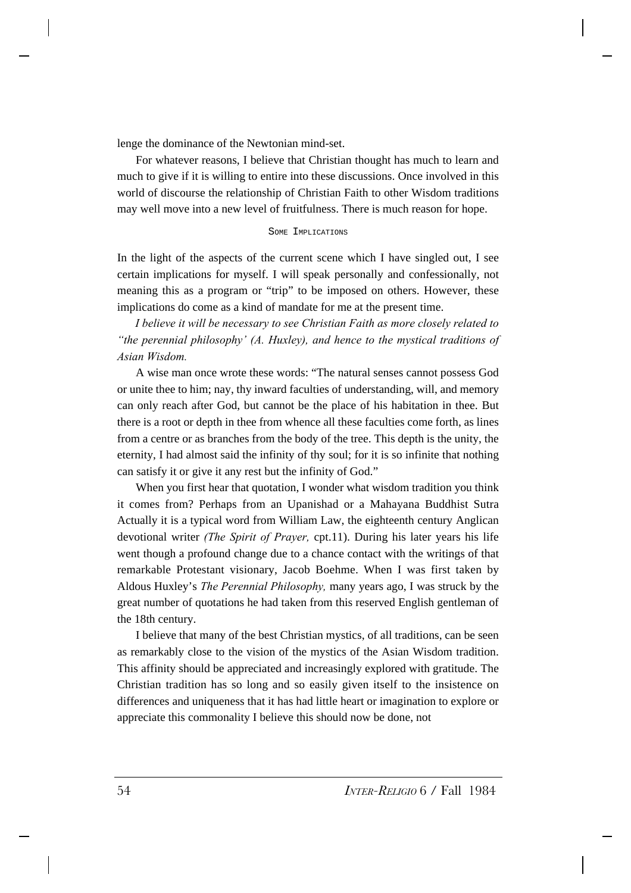lenge the dominance of the Newtonian mind-set.

For whatever reasons, I believe that Christian thought has much to learn and much to give if it is willing to entire into these discussions. Once involved in this world of discourse the relationship of Christian Faith to other Wisdom traditions may well move into a new level of fruitfulness. There is much reason for hope.

## Some Implications

In the light of the aspects of the current scene which I have singled out, I see certain implications for myself. I will speak personally and confessionally, not meaning this as a program or "trip" to be imposed on others. However, these implications do come as a kind of mandate for me at the present time.

*I believe it will be necessary to see Christian Faith as more closely related to "the perennial philosophy' (A. Huxley), and hence to the mystical traditions of Asian Wisdom.*

A wise man once wrote these words: "The natural senses cannot possess God or unite thee to him; nay, thy inward faculties of understanding, will, and memory can only reach after God, but cannot be the place of his habitation in thee. But there is a root or depth in thee from whence all these faculties come forth, as lines from a centre or as branches from the body of the tree. This depth is the unity, the eternity, I had almost said the infinity of thy soul; for it is so infinite that nothing can satisfy it or give it any rest but the infinity of God."

When you first hear that quotation, I wonder what wisdom tradition you think it comes from? Perhaps from an Upanishad or a Mahayana Buddhist Sutra Actually it is a typical word from William Law, the eighteenth century Anglican devotional writer *(The Spirit of Prayer,* cpt.11). During his later years his life went though a profound change due to a chance contact with the writings of that remarkable Protestant visionary, Jacob Boehme. When I was first taken by Aldous Huxley's *The Perennial Philosophy,* many years ago, I was struck by the great number of quotations he had taken from this reserved English gentleman of the 18th century.

I believe that many of the best Christian mystics, of all traditions, can be seen as remarkably close to the vision of the mystics of the Asian Wisdom tradition. This affinity should be appreciated and increasingly explored with gratitude. The Christian tradition has so long and so easily given itself to the insistence on differences and uniqueness that it has had little heart or imagination to explore or appreciate this commonality I believe this should now be done, not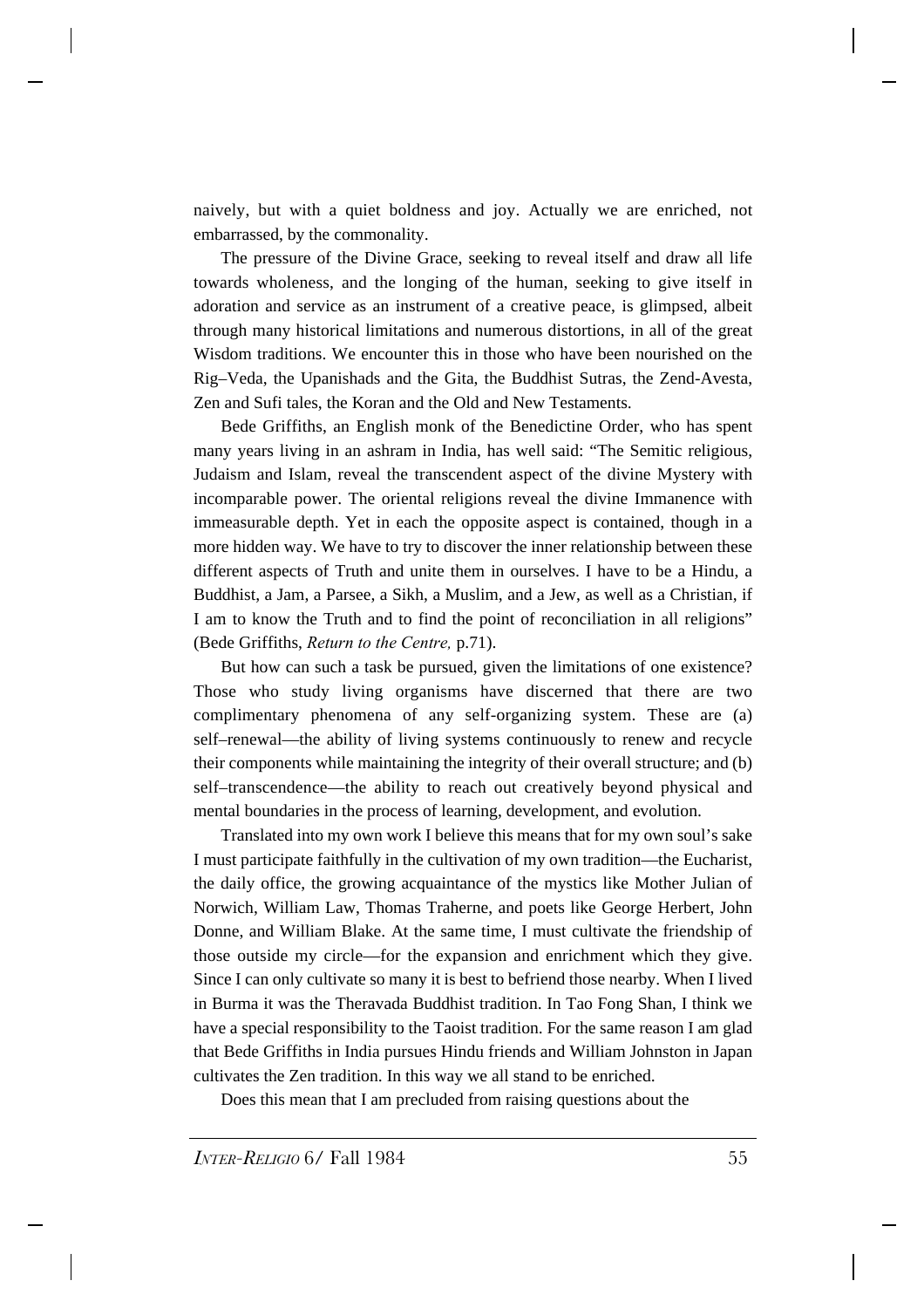naively, but with a quiet boldness and joy. Actually we are enriched, not embarrassed, by the commonality.

The pressure of the Divine Grace, seeking to reveal itself and draw all life towards wholeness, and the longing of the human, seeking to give itself in adoration and service as an instrument of a creative peace, is glimpsed, albeit through many historical limitations and numerous distortions, in all of the great Wisdom traditions. We encounter this in those who have been nourished on the Rig–Veda, the Upanishads and the Gita, the Buddhist Sutras, the Zend-Avesta, Zen and Sufi tales, the Koran and the Old and New Testaments.

Bede Griffiths, an English monk of the Benedictine Order, who has spent many years living in an ashram in India, has well said: "The Semitic religious, Judaism and Islam, reveal the transcendent aspect of the divine Mystery with incomparable power. The oriental religions reveal the divine Immanence with immeasurable depth. Yet in each the opposite aspect is contained, though in a more hidden way. We have to try to discover the inner relationship between these different aspects of Truth and unite them in ourselves. I have to be a Hindu, a Buddhist, a Jam, a Parsee, a Sikh, a Muslim, and a Jew, as well as a Christian, if I am to know the Truth and to find the point of reconciliation in all religions" (Bede Griffiths, *Return to the Centre,* p.71).

But how can such a task be pursued, given the limitations of one existence? Those who study living organisms have discerned that there are two complimentary phenomena of any self-organizing system. These are (a) self–renewal—the ability of living systems continuously to renew and recycle their components while maintaining the integrity of their overall structure; and (b) self–transcendence—the ability to reach out creatively beyond physical and mental boundaries in the process of learning, development, and evolution.

Translated into my own work I believe this means that for my own soul's sake I must participate faithfully in the cultivation of my own tradition—the Eucharist, the daily office, the growing acquaintance of the mystics like Mother Julian of Norwich, William Law, Thomas Traherne, and poets like George Herbert, John Donne, and William Blake. At the same time, I must cultivate the friendship of those outside my circle—for the expansion and enrichment which they give. Since I can only cultivate so many it is best to befriend those nearby. When I lived in Burma it was the Theravada Buddhist tradition. In Tao Fong Shan, I think we have a special responsibility to the Taoist tradition. For the same reason I am glad that Bede Griffiths in India pursues Hindu friends and William Johnston in Japan cultivates the Zen tradition. In this way we all stand to be enriched.

Does this mean that I am precluded from raising questions about the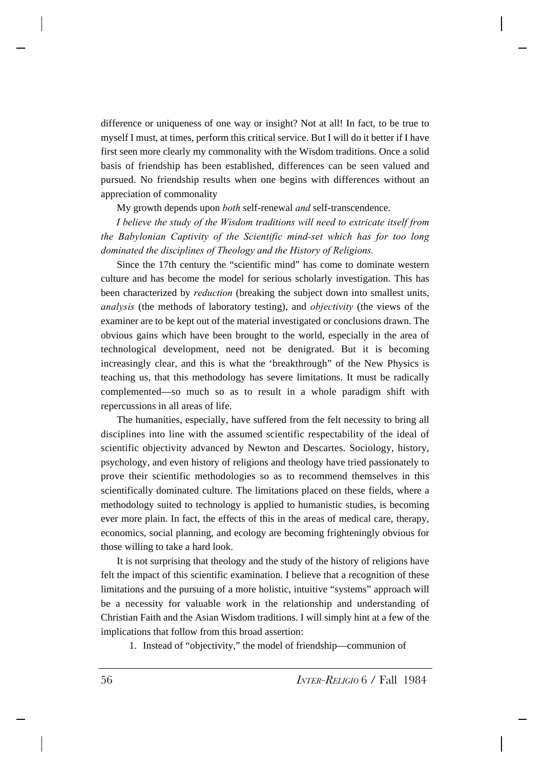difference or uniqueness of one way or insight? Not at all! In fact, to be true to myself I must, at times, perform this critical service. But I will do it better if I have first seen more clearly my commonality with the Wisdom traditions. Once a solid basis of friendship has been established, differences can be seen valued and pursued. No friendship results when one begins with differences without an appreciation of commonality

My growth depends upon *both* self-renewal *and* self-transcendence.

*I believe the study of the Wisdom traditions will need to extricate itself from the Babylonian Captivity of the Scientific mind-set which has for too long dominated the disciplines of Theology and the History of Religions.*

Since the 17th century the "scientific mind" has come to dominate western culture and has become the model for serious scholarly investigation. This has been characterized by *reduction* (breaking the subject down into smallest units, *analysis* (the methods of laboratory testing), and *objectivity* (the views of the examiner are to be kept out of the material investigated or conclusions drawn. The obvious gains which have been brought to the world, especially in the area of technological development, need not be denigrated. But it is becoming increasingly clear, and this is what the 'breakthrough" of the New Physics is teaching us, that this methodology has severe limitations. It must be radically complemented—so much so as to result in a whole paradigm shift with repercussions in all areas of life.

The humanities, especially, have suffered from the felt necessity to bring all disciplines into line with the assumed scientific respectability of the ideal of scientific objectivity advanced by Newton and Descartes. Sociology, history, psychology, and even history of religions and theology have tried passionately to prove their scientific methodologies so as to recommend themselves in this scientifically dominated culture. The limitations placed on these fields, where a methodology suited to technology is applied to humanistic studies, is becoming ever more plain. In fact, the effects of this in the areas of medical care, therapy, economics, social planning, and ecology are becoming frighteningly obvious for those willing to take a hard look.

It is not surprising that theology and the study of the history of religions have felt the impact of this scientific examination. I believe that a recognition of these limitations and the pursuing of a more holistic, intuitive "systems" approach will be a necessity for valuable work in the relationship and understanding of Christian Faith and the Asian Wisdom traditions. I will simply hint at a few of the implications that follow from this broad assertion:

1. Instead of "objectivity," the model of friendship—communion of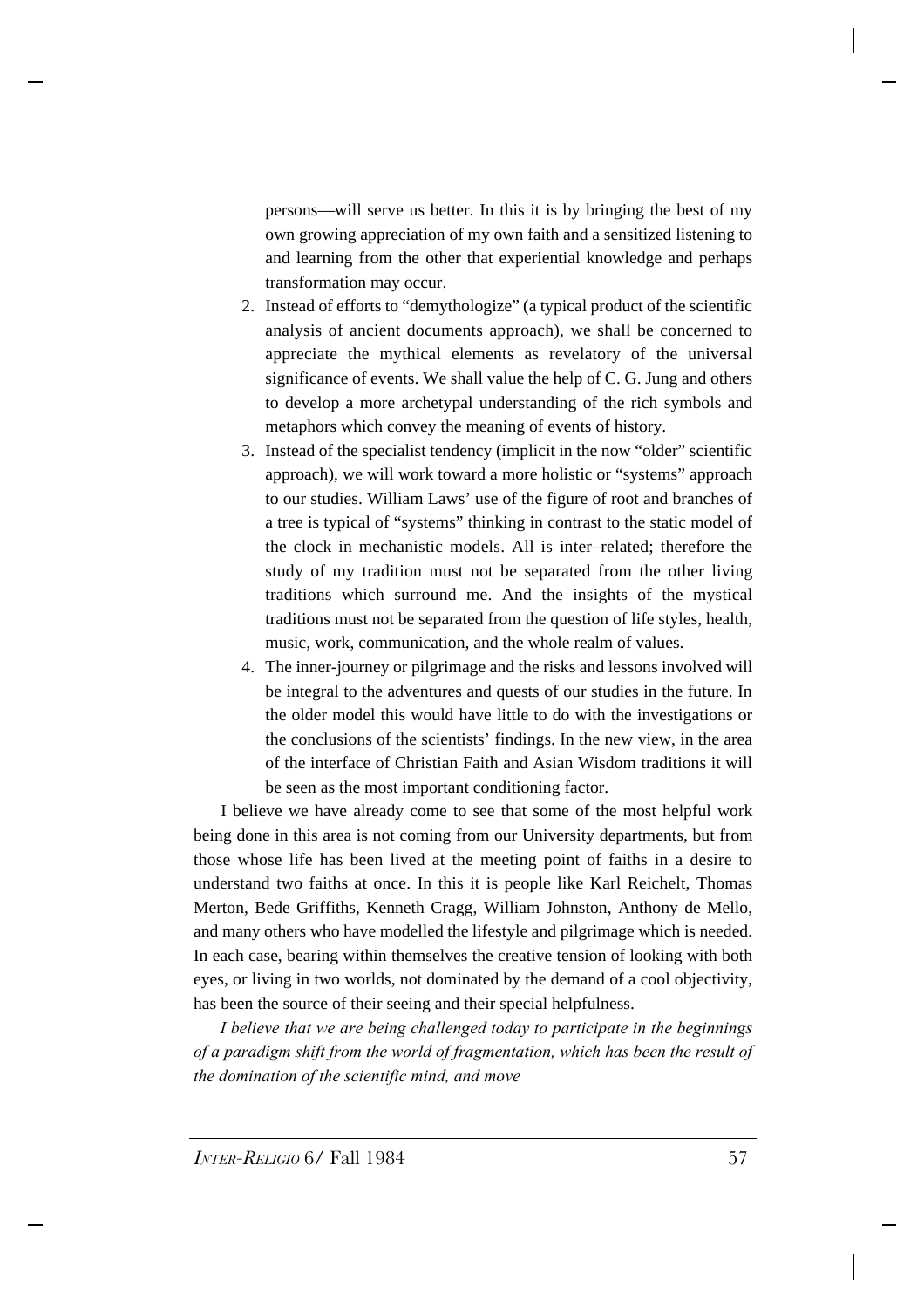persons—will serve us better. In this it is by bringing the best of my own growing appreciation of my own faith and a sensitized listening to and learning from the other that experiential knowledge and perhaps transformation may occur.

2. Instead of efforts to "demythologize" (a typical product of the scientific analysis of ancient documents approach), we shall be concerned to appreciate the mythical elements as revelatory of the universal significance of events. We shall value the help of C. G. Jung and others to develop a more archetypal understanding of the rich symbols and metaphors which convey the meaning of events of history.
3. Instead of the specialist tendency (implicit in the now "older" scientific approach), we will work toward a more holistic or "systems" approach to our studies. William Laws' use of the figure of root and branches of a tree is typical of "systems" thinking in contrast to the static model of the clock in mechanistic models. All is inter–related; therefore the study of my tradition must not be separated from the other living traditions which surround me. And the insights of the mystical traditions must not be separated from the question of life styles, health, music, work, communication, and the whole realm of values.
4. The inner-journey or pilgrimage and the risks and lessons involved will be integral to the adventures and quests of our studies in the future. In the older model this would have little to do with the investigations or the conclusions of the scientists' findings. In the new view, in the area of the interface of Christian Faith and Asian Wisdom traditions it will be seen as the most important conditioning factor.

I believe we have already come to see that some of the most helpful work being done in this area is not coming from our University departments, but from those whose life has been lived at the meeting point of faiths in a desire to understand two faiths at once. In this it is people like Karl Reichelt, Thomas Merton, Bede Griffiths, Kenneth Cragg, William Johnston, Anthony de Mello, and many others who have modelled the lifestyle and pilgrimage which is needed. In each case, bearing within themselves the creative tension of looking with both eyes, or living in two worlds, not dominated by the demand of a cool objectivity, has been the source of their seeing and their special helpfulness.

*I believe that we are being challenged today to participate in the beginnings of a paradigm shift from the world of fragmentation, which has been the result of the domination of the scientific mind, and move*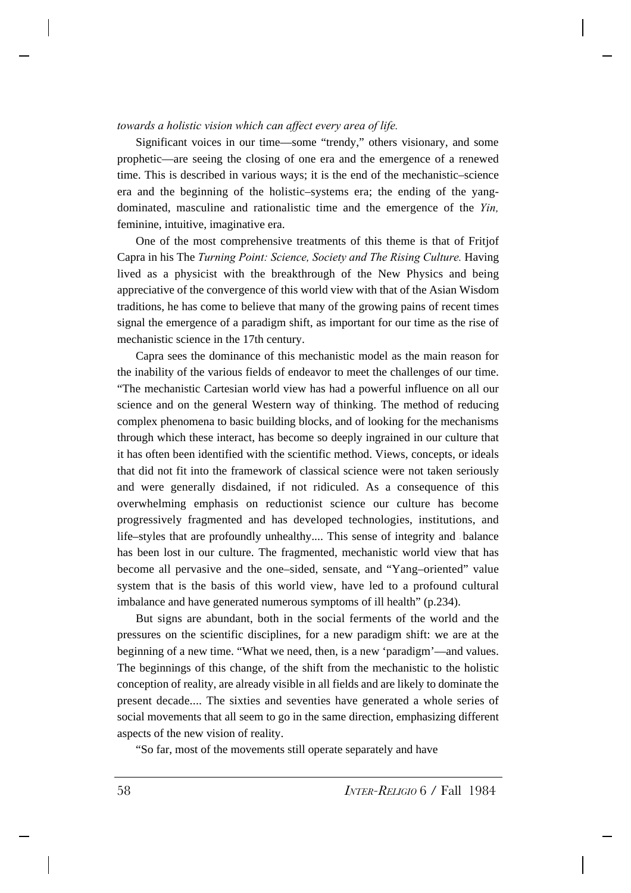*towards a holistic vision which can affect every area of life.*

Significant voices in our time—some "trendy," others visionary, and some prophetic—are seeing the closing of one era and the emergence of a renewed time. This is described in various ways; it is the end of the mechanistic–science era and the beginning of the holistic–systems era; the ending of the yang-dominated, masculine and rationalistic time and the emergence of the *Yin,* feminine, intuitive, imaginative era.

One of the most comprehensive treatments of this theme is that of Fritjof Capra in his The *Turning Point: Science, Society and The Rising Culture.* Having lived as a physicist with the breakthrough of the New Physics and being appreciative of the convergence of this world view with that of the Asian Wisdom traditions, he has come to believe that many of the growing pains of recent times signal the emergence of a paradigm shift, as important for our time as the rise of mechanistic science in the 17th century.

Capra sees the dominance of this mechanistic model as the main reason for the inability of the various fields of endeavor to meet the challenges of our time. "The mechanistic Cartesian world view has had a powerful influence on all our science and on the general Western way of thinking. The method of reducing complex phenomena to basic building blocks, and of looking for the mechanisms through which these interact, has become so deeply ingrained in our culture that it has often been identified with the scientific method. Views, concepts, or ideals that did not fit into the framework of classical science were not taken seriously and were generally disdained, if not ridiculed. As a consequence of this overwhelming emphasis on reductionist science our culture has become progressively fragmented and has developed technologies, institutions, and life–styles that are profoundly unhealthy.... This sense of integrity and balance has been lost in our culture. The fragmented, mechanistic world view that has become all pervasive and the one–sided, sensate, and "Yang–oriented" value system that is the basis of this world view, have led to a profound cultural imbalance and have generated numerous symptoms of ill health" (p.234).

But signs are abundant, both in the social ferments of the world and the pressures on the scientific disciplines, for a new paradigm shift: we are at the beginning of a new time. "What we need, then, is a new 'paradigm'—and values. The beginnings of this change, of the shift from the mechanistic to the holistic conception of reality, are already visible in all fields and are likely to dominate the present decade.... The sixties and seventies have generated a whole series of social movements that all seem to go in the same direction, emphasizing different aspects of the new vision of reality.

"So far, most of the movements still operate separately and have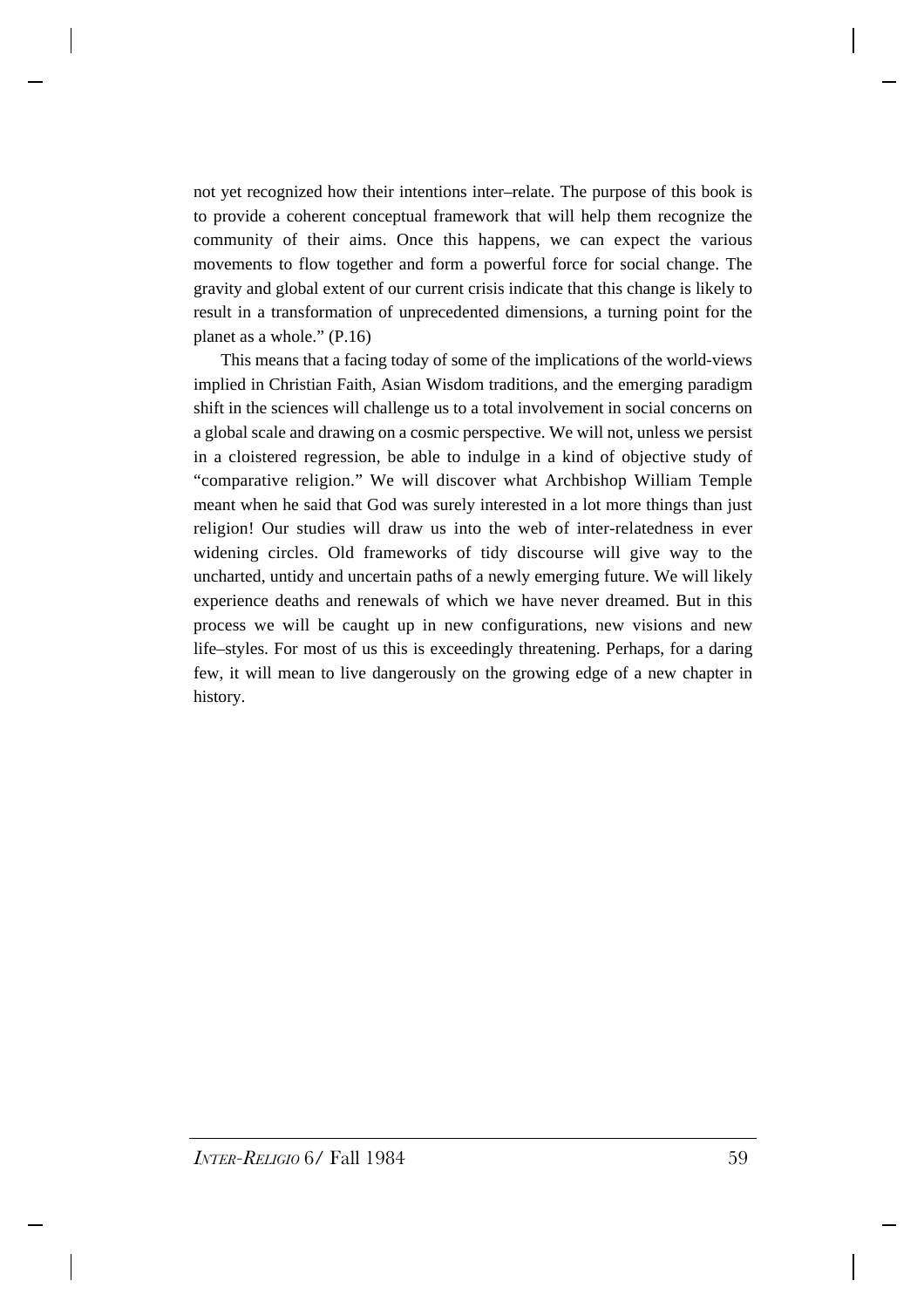not yet recognized how their intentions inter–relate. The purpose of this book is to provide a coherent conceptual framework that will help them recognize the community of their aims. Once this happens, we can expect the various movements to flow together and form a powerful force for social change. The gravity and global extent of our current crisis indicate that this change is likely to result in a transformation of unprecedented dimensions, a turning point for the planet as a whole." (P.16)

This means that a facing today of some of the implications of the world-views implied in Christian Faith, Asian Wisdom traditions, and the emerging paradigm shift in the sciences will challenge us to a total involvement in social concerns on a global scale and drawing on a cosmic perspective. We will not, unless we persist in a cloistered regression, be able to indulge in a kind of objective study of "comparative religion." We will discover what Archbishop William Temple meant when he said that God was surely interested in a lot more things than just religion! Our studies will draw us into the web of inter-relatedness in ever widening circles. Old frameworks of tidy discourse will give way to the uncharted, untidy and uncertain paths of a newly emerging future. We will likely experience deaths and renewals of which we have never dreamed. But in this process we will be caught up in new configurations, new visions and new life–styles. For most of us this is exceedingly threatening. Perhaps, for a daring few, it will mean to live dangerously on the growing edge of a new chapter in history.